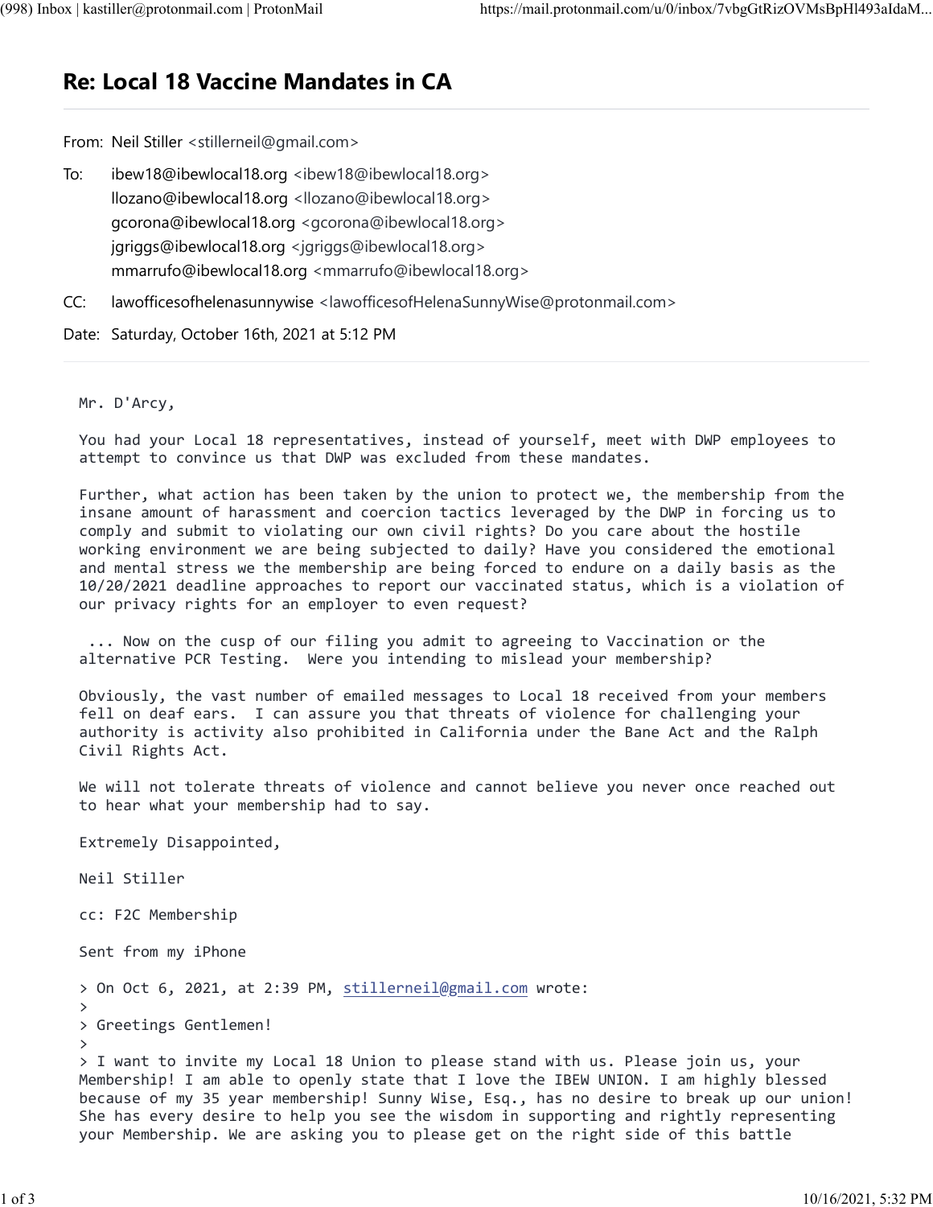# Re: Local 18 Vaccine Mandates in CA

From: Neil Stiller <stillerneil@gmail.com>

To: ibew18@ibewlocal18.org <ibew18@ibewlocal18.org>
llozano@ibewlocal18.org <llozano@ibewlocal18.org>
gcorona@ibewlocal18.org <gcorona@ibewlocal18.org>
jgriggs@ibewlocal18.org <jgriggs@ibewlocal18.org>
mmarrufo@ibewlocal18.org <mmarrufo@ibewlocal18.org>

CC: lawofficesofhelenasunnywise <lawofficesofHelenaSunnyWise@protonmail.com>

Date: Saturday, October 16th, 2021 at 5:12 PM

---

Mr. D'Arcy,

You had your Local 18 representatives, instead of yourself, meet with DWP employees to attempt to convince us that DWP was excluded from these mandates.

Further, what action has been taken by the union to protect we, the membership from the insane amount of harassment and coercion tactics leveraged by the DWP in forcing us to comply and submit to violating our own civil rights? Do you care about the hostile working environment we are being subjected to daily? Have you considered the emotional and mental stress we the membership are being forced to endure on a daily basis as the 10/20/2021 deadline approaches to report our vaccinated status, which is a violation of our privacy rights for an employer to even request?

... Now on the cusp of our filing you admit to agreeing to Vaccination or the alternative PCR Testing. Were you intending to mislead your membership?

Obviously, the vast number of emailed messages to Local 18 received from your members fell on deaf ears. I can assure you that threats of violence for challenging your authority is activity also prohibited in California under the Bane Act and the Ralph Civil Rights Act.

We will not tolerate threats of violence and cannot believe you never once reached out to hear what your membership had to say.

Extremely Disappointed,

Neil Stiller

cc: F2C Membership

Sent from my iPhone

> On Oct 6, 2021, at 2:39 PM, stillerneil@gmail.com wrote:
>
> Greetings Gentlemen!
>
> I want to invite my Local 18 Union to please stand with us. Please join us, your Membership! I am able to openly state that I love the IBEW UNION. I am highly blessed because of my 35 year membership! Sunny Wise, Esq., has no desire to break up our union! She has every desire to help you see the wisdom in supporting and rightly representing your Membership. We are asking you to please get on the right side of this battle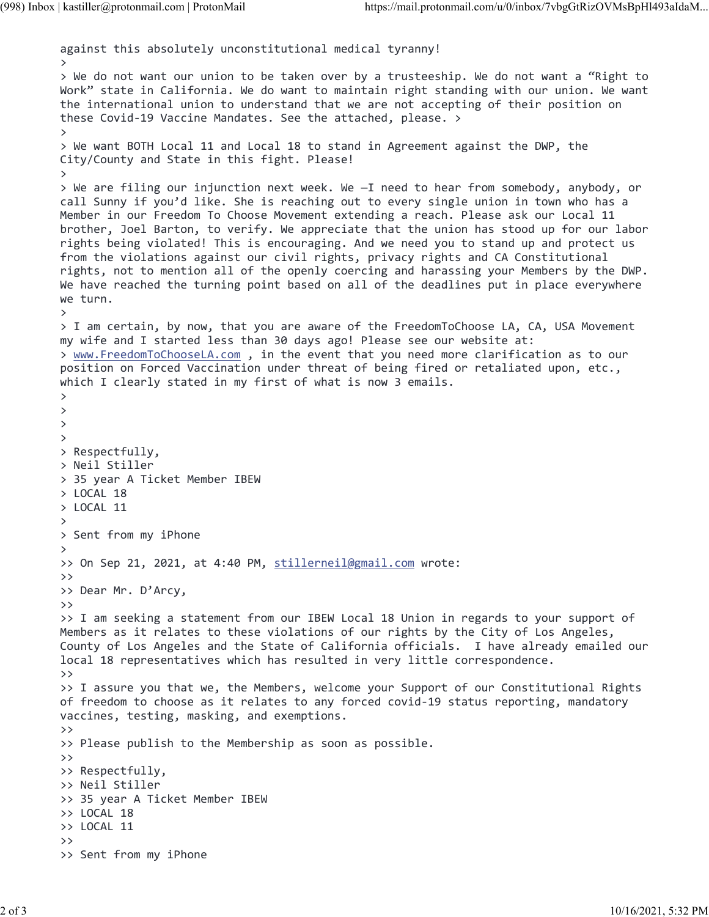against this absolutely unconstitutional medical tyranny!
>
> We do not want our union to be taken over by a trusteeship. We do not want a "Right to Work" state in California. We do want to maintain right standing with our union. We want the international union to understand that we are not accepting of their position on these Covid-19 Vaccine Mandates. See the attached, please. >
>
> We want BOTH Local 11 and Local 18 to stand in Agreement against the DWP, the City/County and State in this fight. Please!
>
> We are filing our injunction next week. We —I need to hear from somebody, anybody, or call Sunny if you'd like. She is reaching out to every single union in town who has a Member in our Freedom To Choose Movement extending a reach. Please ask our Local 11 brother, Joel Barton, to verify. We appreciate that the union has stood up for our labor rights being violated! This is encouraging. And we need you to stand up and protect us from the violations against our civil rights, privacy rights and CA Constitutional rights, not to mention all of the openly coercing and harassing your Members by the DWP. We have reached the turning point based on all of the deadlines put in place everywhere we turn.
>
> I am certain, by now, that you are aware of the FreedomToChoose LA, CA, USA Movement my wife and I started less than 30 days ago! Please see our website at:
> www.FreedomToChooseLA.com , in the event that you need more clarification as to our position on Forced Vaccination under threat of being fired or retaliated upon, etc., which I clearly stated in my first of what is now 3 emails.
>
>
>
>
> Respectfully,
> Neil Stiller
> 35 year A Ticket Member IBEW
> LOCAL 18
> LOCAL 11
>
> Sent from my iPhone
>
>> On Sep 21, 2021, at 4:40 PM, stillerneil@gmail.com wrote:
>>
>> Dear Mr. D'Arcy,
>>
>> I am seeking a statement from our IBEW Local 18 Union in regards to your support of Members as it relates to these violations of our rights by the City of Los Angeles, County of Los Angeles and the State of California officials.  I have already emailed our local 18 representatives which has resulted in very little correspondence.
>>
>> I assure you that we, the Members, welcome your Support of our Constitutional Rights of freedom to choose as it relates to any forced covid-19 status reporting, mandatory vaccines, testing, masking, and exemptions.
>>
>> Please publish to the Membership as soon as possible.
>>
>> Respectfully,
>> Neil Stiller
>> 35 year A Ticket Member IBEW
>> LOCAL 18
>> LOCAL 11
>>
>> Sent from my iPhone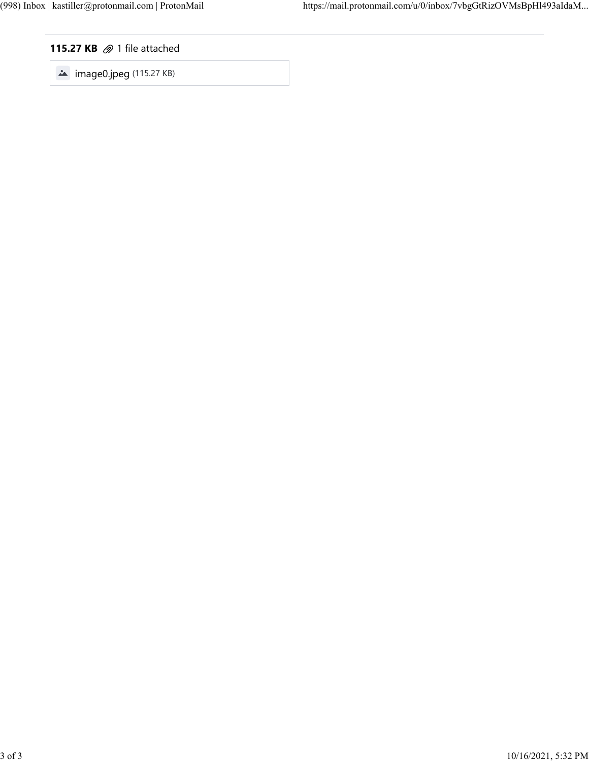**115.27 KB** 1 file attached

image0.jpeg (115.27 KB)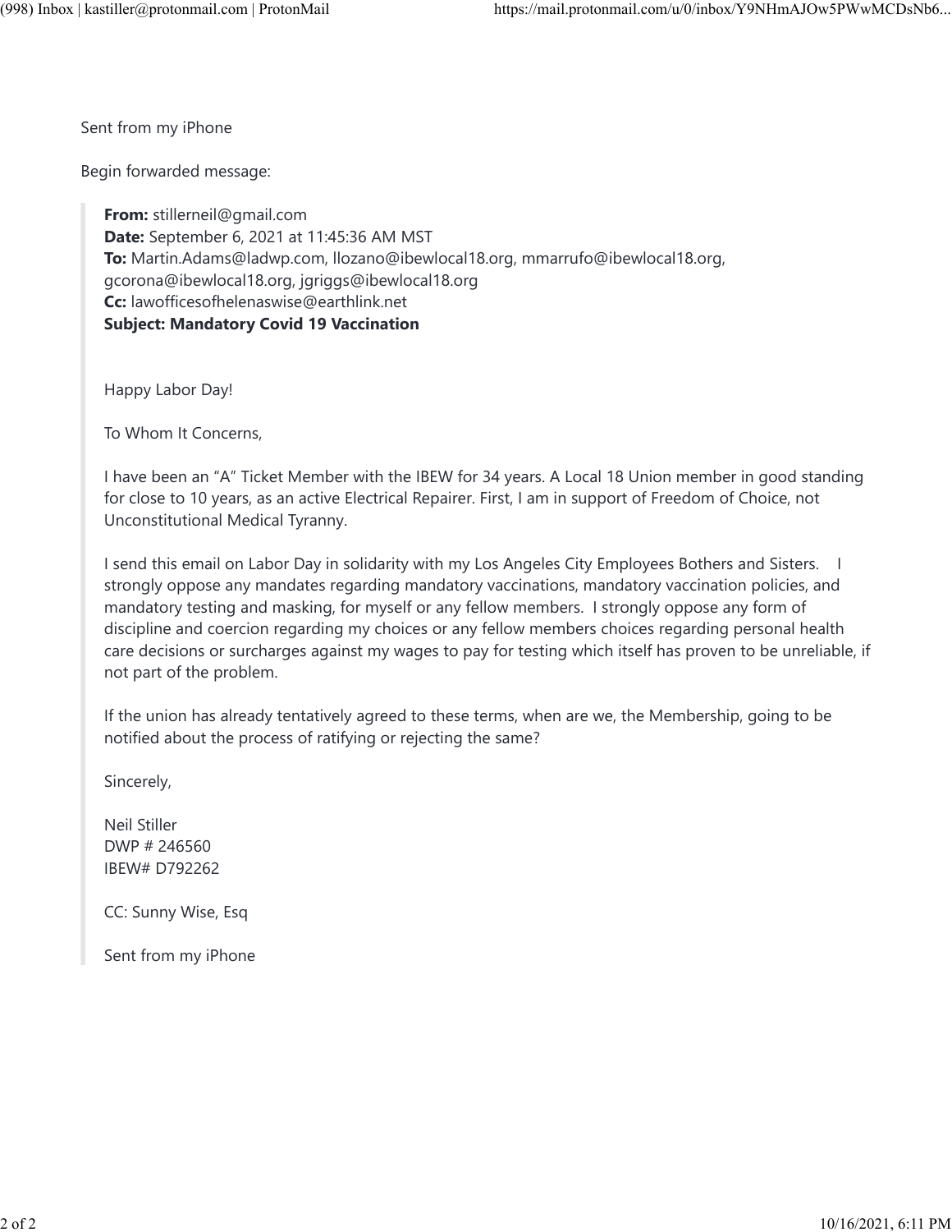Sent from my iPhone

Begin forwarded message:

> **From:** stillerneil@gmail.com
> **Date:** September 6, 2021 at 11:45:36 AM MST
> **To:** Martin.Adams@ladwp.com, llozano@ibewlocal18.org, mmarrufo@ibewlocal18.org, gcorona@ibewlocal18.org, jgriggs@ibewlocal18.org
> **Cc:** lawofficesofhelenaswise@earthlink.net
> **Subject: Mandatory Covid 19 Vaccination**
>
> Happy Labor Day!
>
> To Whom It Concerns,
>
> I have been an "A" Ticket Member with the IBEW for 34 years. A Local 18 Union member in good standing for close to 10 years, as an active Electrical Repairer. First, I am in support of Freedom of Choice, not Unconstitutional Medical Tyranny.
>
> I send this email on Labor Day in solidarity with my Los Angeles City Employees Bothers and Sisters. I strongly oppose any mandates regarding mandatory vaccinations, mandatory vaccination policies, and mandatory testing and masking, for myself or any fellow members. I strongly oppose any form of discipline and coercion regarding my choices or any fellow members choices regarding personal health care decisions or surcharges against my wages to pay for testing which itself has proven to be unreliable, if not part of the problem.
>
> If the union has already tentatively agreed to these terms, when are we, the Membership, going to be notified about the process of ratifying or rejecting the same?
>
> Sincerely,
>
> Neil Stiller
> DWP # 246560
> IBEW# D792262
>
> CC: Sunny Wise, Esq
>
> Sent from my iPhone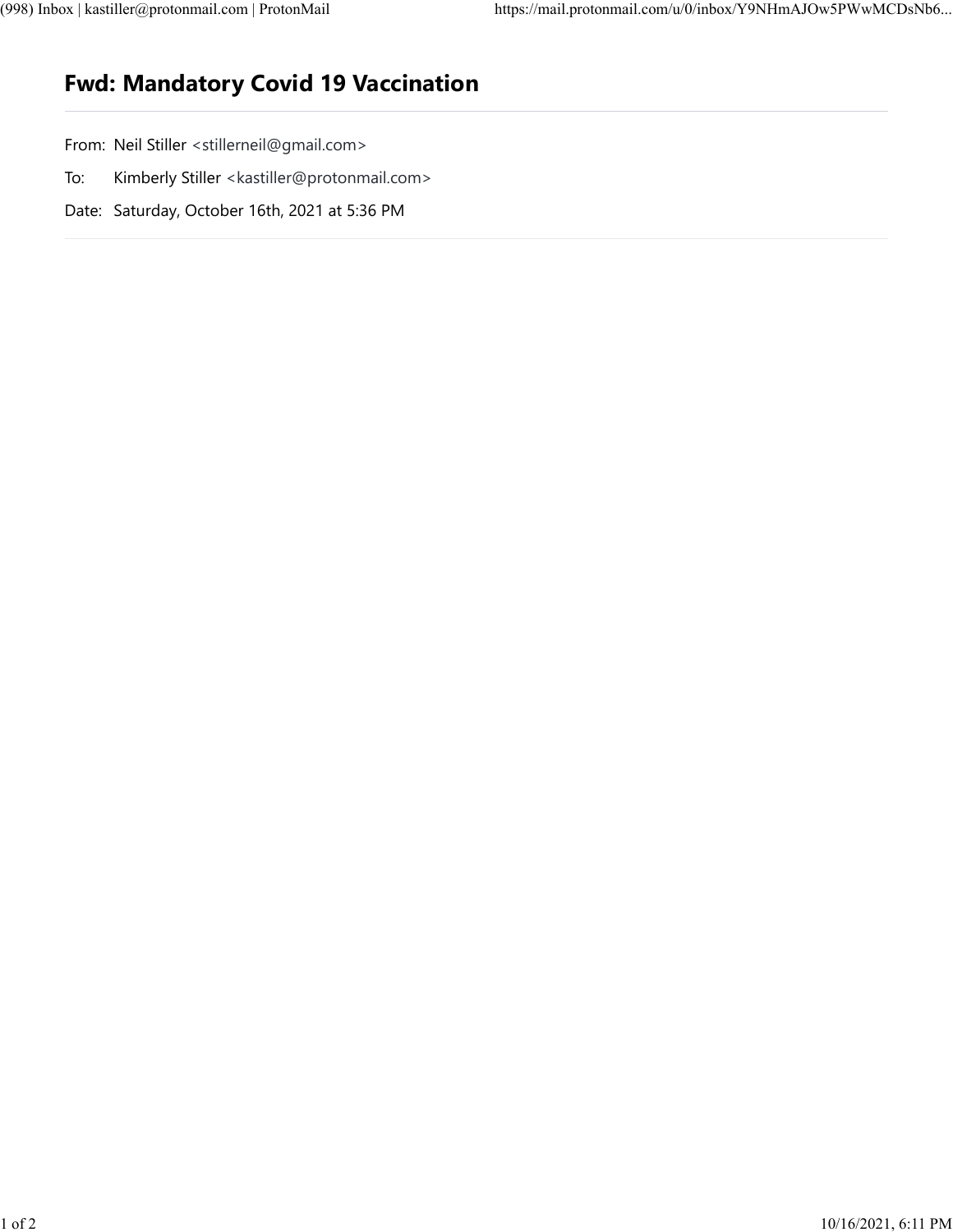# Fwd: Mandatory Covid 19 Vaccination

From: Neil Stiller <stillerneil@gmail.com>

To: Kimberly Stiller <kastiller@protonmail.com>

Date: Saturday, October 16th, 2021 at 5:36 PM